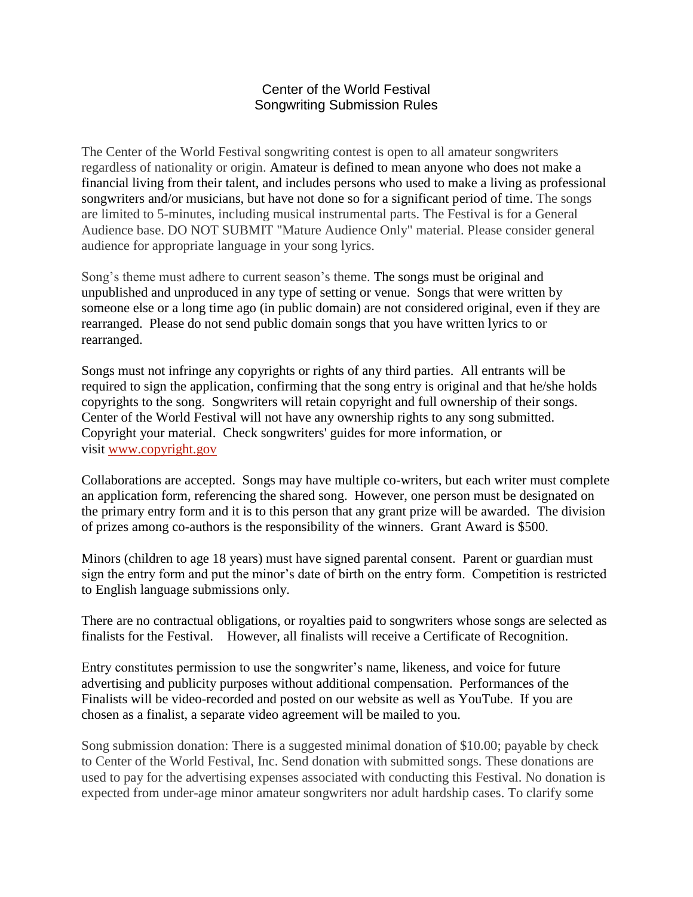# Center of the World Festival
## Songwriting Submission Rules

The Center of the World Festival songwriting contest is open to all amateur songwriters regardless of nationality or origin. Amateur is defined to mean anyone who does not make a financial living from their talent, and includes persons who used to make a living as professional songwriters and/or musicians, but have not done so for a significant period of time. The songs are limited to 5-minutes, including musical instrumental parts. The Festival is for a General Audience base. DO NOT SUBMIT "Mature Audience Only" material. Please consider general audience for appropriate language in your song lyrics.

Song's theme must adhere to current season's theme. The songs must be original and unpublished and unproduced in any type of setting or venue. Songs that were written by someone else or a long time ago (in public domain) are not considered original, even if they are rearranged. Please do not send public domain songs that you have written lyrics to or rearranged.

Songs must not infringe any copyrights or rights of any third parties. All entrants will be required to sign the application, confirming that the song entry is original and that he/she holds copyrights to the song. Songwriters will retain copyright and full ownership of their songs. Center of the World Festival will not have any ownership rights to any song submitted. Copyright your material. Check songwriters' guides for more information, or visit www.copyright.gov

Collaborations are accepted. Songs may have multiple co-writers, but each writer must complete an application form, referencing the shared song. However, one person must be designated on the primary entry form and it is to this person that any grant prize will be awarded. The division of prizes among co-authors is the responsibility of the winners. Grant Award is $500.

Minors (children to age 18 years) must have signed parental consent. Parent or guardian must sign the entry form and put the minor's date of birth on the entry form. Competition is restricted to English language submissions only.

There are no contractual obligations, or royalties paid to songwriters whose songs are selected as finalists for the Festival. However, all finalists will receive a Certificate of Recognition.

Entry constitutes permission to use the songwriter's name, likeness, and voice for future advertising and publicity purposes without additional compensation. Performances of the Finalists will be video-recorded and posted on our website as well as YouTube. If you are chosen as a finalist, a separate video agreement will be mailed to you.

Song submission donation: There is a suggested minimal donation of $10.00; payable by check to Center of the World Festival, Inc. Send donation with submitted songs. These donations are used to pay for the advertising expenses associated with conducting this Festival. No donation is expected from under-age minor amateur songwriters nor adult hardship cases. To clarify some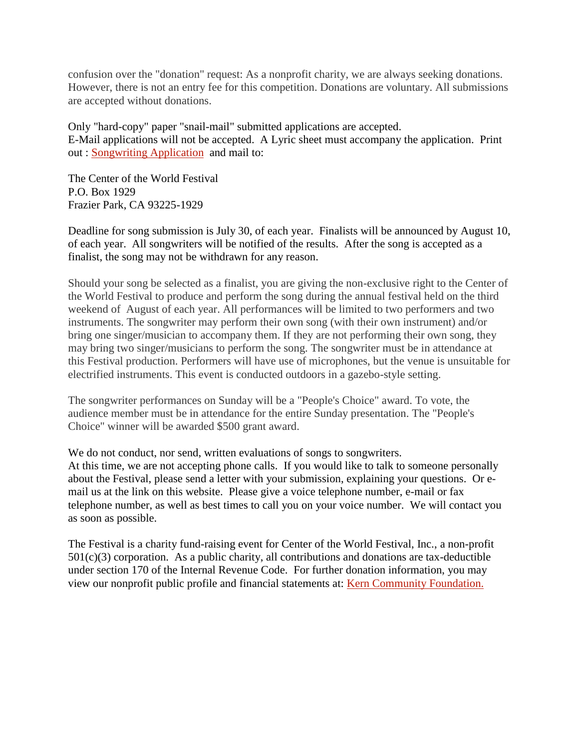confusion over the "donation" request: As a nonprofit charity, we are always seeking donations. However, there is not an entry fee for this competition. Donations are voluntary. All submissions are accepted without donations.

Only "hard-copy" paper "snail-mail" submitted applications are accepted.
E-Mail applications will not be accepted. A Lyric sheet must accompany the application. Print out : Songwriting Application and mail to:

The Center of the World Festival
P.O. Box 1929
Frazier Park, CA 93225-1929

Deadline for song submission is July 30, of each year. Finalists will be announced by August 10, of each year. All songwriters will be notified of the results. After the song is accepted as a finalist, the song may not be withdrawn for any reason.

Should your song be selected as a finalist, you are giving the non-exclusive right to the Center of the World Festival to produce and perform the song during the annual festival held on the third weekend of August of each year. All performances will be limited to two performers and two instruments. The songwriter may perform their own song (with their own instrument) and/or bring one singer/musician to accompany them. If they are not performing their own song, they may bring two singer/musicians to perform the song. The songwriter must be in attendance at this Festival production. Performers will have use of microphones, but the venue is unsuitable for electrified instruments. This event is conducted outdoors in a gazebo-style setting.

The songwriter performances on Sunday will be a "People's Choice" award. To vote, the audience member must be in attendance for the entire Sunday presentation. The "People's Choice" winner will be awarded $500 grant award.

We do not conduct, nor send, written evaluations of songs to songwriters.
At this time, we are not accepting phone calls. If you would like to talk to someone personally about the Festival, please send a letter with your submission, explaining your questions. Or e-mail us at the link on this website. Please give a voice telephone number, e-mail or fax telephone number, as well as best times to call you on your voice number. We will contact you as soon as possible.

The Festival is a charity fund-raising event for Center of the World Festival, Inc., a non-profit 501(c)(3) corporation. As a public charity, all contributions and donations are tax-deductible under section 170 of the Internal Revenue Code. For further donation information, you may view our nonprofit public profile and financial statements at: Kern Community Foundation.